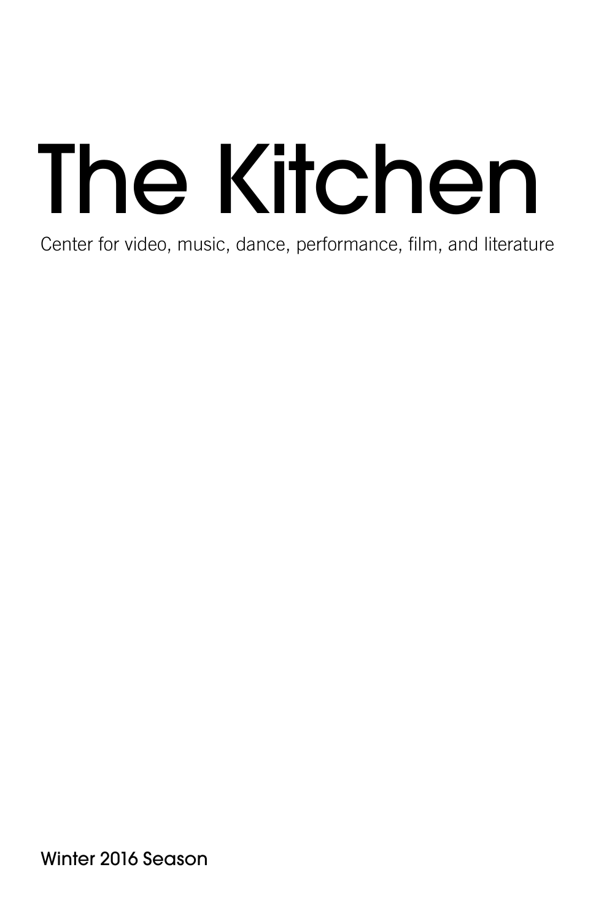# The Kitchen

Center for video, music, dance, performance, film, and literature

Winter 2016 Season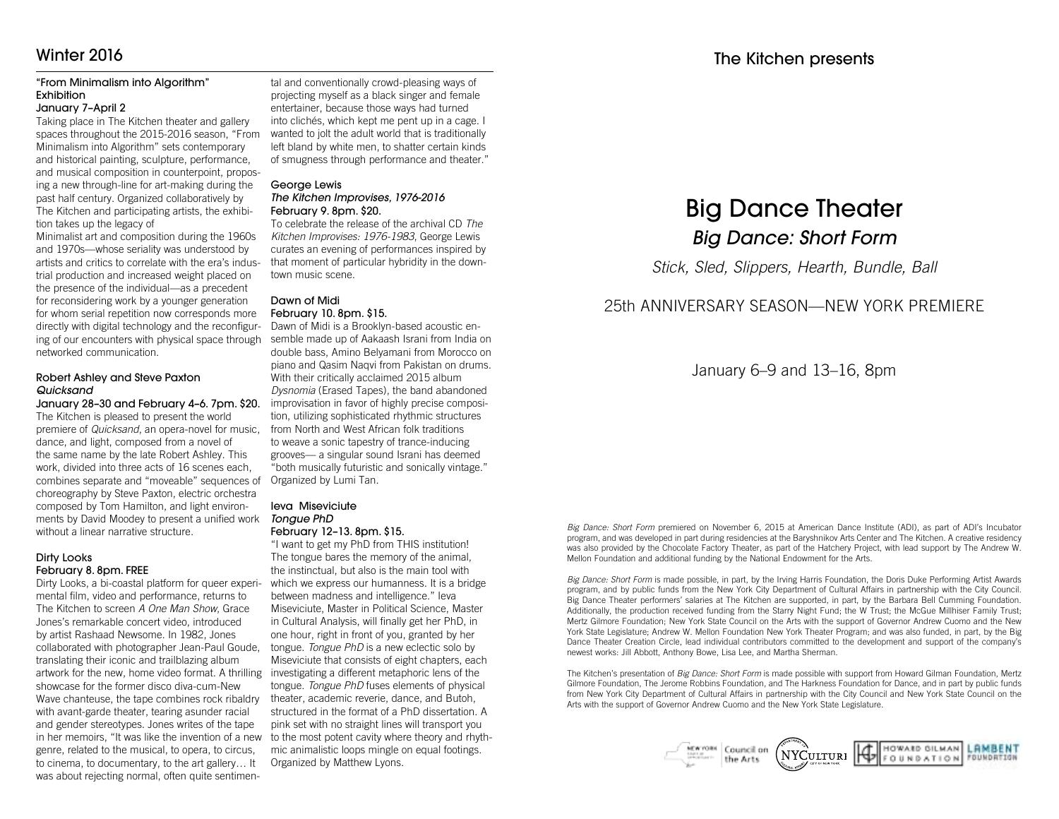## Winter 2016

### "From Minimalism into Algorithm" Exhibition
**January 7–April 2**

Taking place in The Kitchen theater and gallery spaces throughout the 2015-2016 season, "From Minimalism into Algorithm" sets contemporary and historical painting, sculpture, performance, and musical composition in counterpoint, proposing a new through-line for art-making during the past half century. Organized collaboratively by The Kitchen and participating artists, the exhibition takes up the legacy of Minimalist art and composition during the 1960s and 1970s—whose seriality was understood by artists and critics to correlate with the era's industrial production and increased weight placed on the presence of the individual—as a precedent for reconsidering work by a younger generation for whom serial repetition now corresponds more directly with digital technology and the reconfiguring of our encounters with physical space through networked communication.

### Robert Ashley and Steve Paxton
### *Quicksand*
**January 28–30 and February 4–6. 7pm. $20.**

The Kitchen is pleased to present the world premiere of *Quicksand*, an opera-novel for music, dance, and light, composed from a novel of the same name by the late Robert Ashley. This work, divided into three acts of 16 scenes each, combines separate and "moveable" sequences of choreography by Steve Paxton, electric orchestra composed by Tom Hamilton, and light environments by David Moodey to present a unified work without a linear narrative structure.

### Dirty Looks
**February 8. 8pm. FREE**

Dirty Looks, a bi-coastal platform for queer experimental film, video and performance, returns to The Kitchen to screen *A One Man Show*, Grace Jones's remarkable concert video, introduced by artist Rashaad Newsome. In 1982, Jones collaborated with photographer Jean-Paul Goude, translating their iconic and trailblazing album artwork for the new, home video format. A thrilling showcase for the former disco diva-cum-New Wave chanteuse, the tape combines rock ribaldry with avant-garde theater, tearing asunder racial and gender stereotypes. Jones writes of the tape in her memoirs, "It was like the invention of a new genre, related to the musical, to opera, to circus, to cinema, to documentary, to the art gallery… It was about rejecting normal, often quite sentimental and conventionally crowd-pleasing ways of projecting myself as a black singer and female entertainer, because those ways had turned into clichés, which kept me pent up in a cage. I wanted to jolt the adult world that is traditionally left bland by white men, to shatter certain kinds of smugness through performance and theater."

### George Lewis
### *The Kitchen Improvises, 1976-2016*
**February 9. 8pm. $20.**

To celebrate the release of the archival CD *The Kitchen Improvises: 1976-1983*, George Lewis curates an evening of performances inspired by that moment of particular hybridity in the downtown music scene.

### Dawn of Midi
**February 10. 8pm. $15.**

Dawn of Midi is a Brooklyn-based acoustic ensemble made up of Aakaash Israni from India on double bass, Amino Belyamani from Morocco on piano and Qasim Naqvi from Pakistan on drums. With their critically acclaimed 2015 album *Dysnomia* (Erased Tapes), the band abandoned improvisation in favor of highly precise composition, utilizing sophisticated rhythmic structures from North and West African folk traditions to weave a sonic tapestry of trance-inducing grooves— a singular sound Israni has deemed "both musically futuristic and sonically vintage." Organized by Lumi Tan.

### Ieva Miseviciute
### *Tongue PhD*
**February 12–13. 8pm. $15.**

"I want to get my PhD from THIS institution! The tongue bares the memory of the animal, the instinctual, but also is the main tool with which we express our humanness. It is a bridge between madness and intelligence." Ieva Miseviciute, Master in Political Science, Master in Cultural Analysis, will finally get her PhD, in one hour, right in front of you, granted by her tongue. *Tongue PhD* is a new eclectic solo by Miseviciute that consists of eight chapters, each investigating a different metaphoric lens of the tongue. *Tongue PhD* fuses elements of physical theater, academic reverie, dance, and Butoh, structured in the format of a PhD dissertation. A pink set with no straight lines will transport you to the most potent cavity where theory and rhythmic animalistic loops mingle on equal footings. Organized by Matthew Lyons.

The Kitchen presents

# Big Dance Theater
## *Big Dance: Short Form*

*Stick, Sled, Slippers, Hearth, Bundle, Ball*

25th ANNIVERSARY SEASON—NEW YORK PREMIERE

January 6–9 and 13–16, 8pm

*Big Dance: Short Form* premiered on November 6, 2015 at American Dance Institute (ADI), as part of ADI's Incubator program, and was developed in part during residencies at the Baryshnikov Arts Center and The Kitchen. A creative residency was also provided by the Chocolate Factory Theater, as part of the Hatchery Project, with lead support by The Andrew W. Mellon Foundation and additional funding by the National Endowment for the Arts.

*Big Dance: Short Form* is made possible, in part, by the Irving Harris Foundation, the Doris Duke Performing Artist Awards program, and by public funds from the New York City Department of Cultural Affairs in partnership with the City Council. Big Dance Theater performers' salaries at The Kitchen are supported, in part, by the Barbara Bell Cumming Foundation. Additionally, the production received funding from the Starry Night Fund; the W Trust; the McGue Millhiser Family Trust; Mertz Gilmore Foundation; New York State Council on the Arts with the support of Governor Andrew Cuomo and the New York State Legislature; Andrew W. Mellon Foundation New York Theater Program; and was also funded, in part, by the Big Dance Theater Creation Circle, lead individual contributors committed to the development and support of the company's newest works: Jill Abbott, Anthony Bowe, Lisa Lee, and Martha Sherman.

The Kitchen's presentation of *Big Dance: Short Form* is made possible with support from Howard Gilman Foundation, Mertz Gilmore Foundation, The Jerome Robbins Foundation, and The Harkness Foundation for Dance, and in part by public funds from New York City Department of Cultural Affairs in partnership with the City Council and New York State Council on the Arts with the support of Governor Andrew Cuomo and the New York State Legislature.

New York Council on the Arts | NYCulture | Howard Gilman Foundation | Lambent Foundation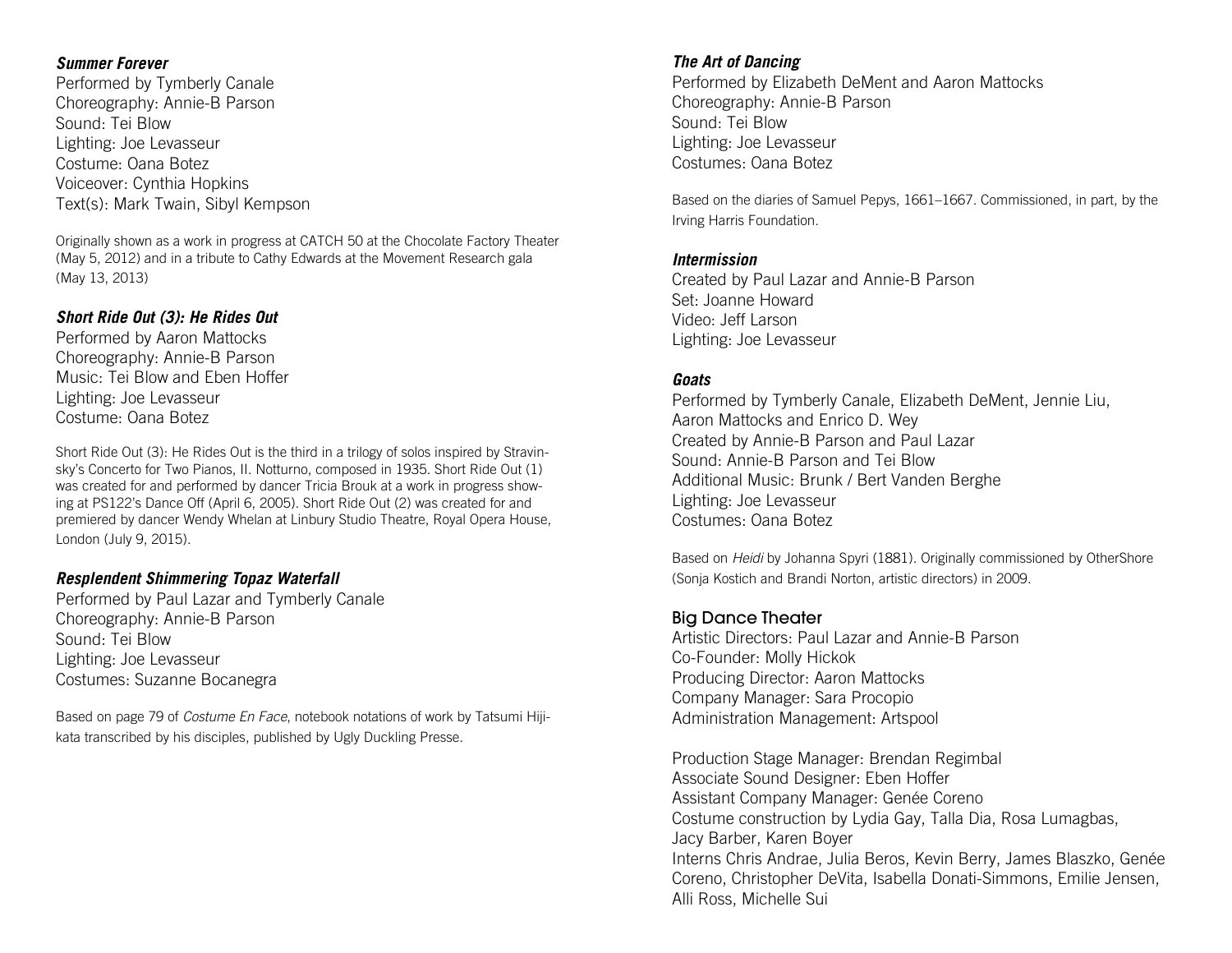### *Summer Forever*

Performed by Tymberly Canale
Choreography: Annie-B Parson
Sound: Tei Blow
Lighting: Joe Levasseur
Costume: Oana Botez
Voiceover: Cynthia Hopkins
Text(s): Mark Twain, Sibyl Kempson

Originally shown as a work in progress at CATCH 50 at the Chocolate Factory Theater (May 5, 2012) and in a tribute to Cathy Edwards at the Movement Research gala (May 13, 2013)

### *Short Ride Out (3): He Rides Out*

Performed by Aaron Mattocks
Choreography: Annie-B Parson
Music: Tei Blow and Eben Hoffer
Lighting: Joe Levasseur
Costume: Oana Botez

Short Ride Out (3): He Rides Out is the third in a trilogy of solos inspired by Stravinsky's Concerto for Two Pianos, II. Notturno, composed in 1935. Short Ride Out (1) was created for and performed by dancer Tricia Brouk at a work in progress showing at PS122's Dance Off (April 6, 2005). Short Ride Out (2) was created for and premiered by dancer Wendy Whelan at Linbury Studio Theatre, Royal Opera House, London (July 9, 2015).

### *Resplendent Shimmering Topaz Waterfall*

Performed by Paul Lazar and Tymberly Canale
Choreography: Annie-B Parson
Sound: Tei Blow
Lighting: Joe Levasseur
Costumes: Suzanne Bocanegra

Based on page 79 of *Costume En Face*, notebook notations of work by Tatsumi Hijikata transcribed by his disciples, published by Ugly Duckling Presse.

### *The Art of Dancing*

Performed by Elizabeth DeMent and Aaron Mattocks
Choreography: Annie-B Parson
Sound: Tei Blow
Lighting: Joe Levasseur
Costumes: Oana Botez

Based on the diaries of Samuel Pepys, 1661–1667. Commissioned, in part, by the Irving Harris Foundation.

### *Intermission*

Created by Paul Lazar and Annie-B Parson
Set: Joanne Howard
Video: Jeff Larson
Lighting: Joe Levasseur

### *Goats*

Performed by Tymberly Canale, Elizabeth DeMent, Jennie Liu, Aaron Mattocks and Enrico D. Wey
Created by Annie-B Parson and Paul Lazar
Sound: Annie-B Parson and Tei Blow
Additional Music: Brunk / Bert Vanden Berghe
Lighting: Joe Levasseur
Costumes: Oana Botez

Based on *Heidi* by Johanna Spyri (1881). Originally commissioned by OtherShore (Sonja Kostich and Brandi Norton, artistic directors) in 2009.

## Big Dance Theater

Artistic Directors: Paul Lazar and Annie-B Parson
Co-Founder: Molly Hickok
Producing Director: Aaron Mattocks
Company Manager: Sara Procopio
Administration Management: Artspool

Production Stage Manager: Brendan Regimbal
Associate Sound Designer: Eben Hoffer
Assistant Company Manager: Genée Coreno
Costume construction by Lydia Gay, Talla Dia, Rosa Lumagbas, Jacy Barber, Karen Boyer
Interns Chris Andrae, Julia Beros, Kevin Berry, James Blaszko, Genée Coreno, Christopher DeVita, Isabella Donati-Simmons, Emilie Jensen, Alli Ross, Michelle Sui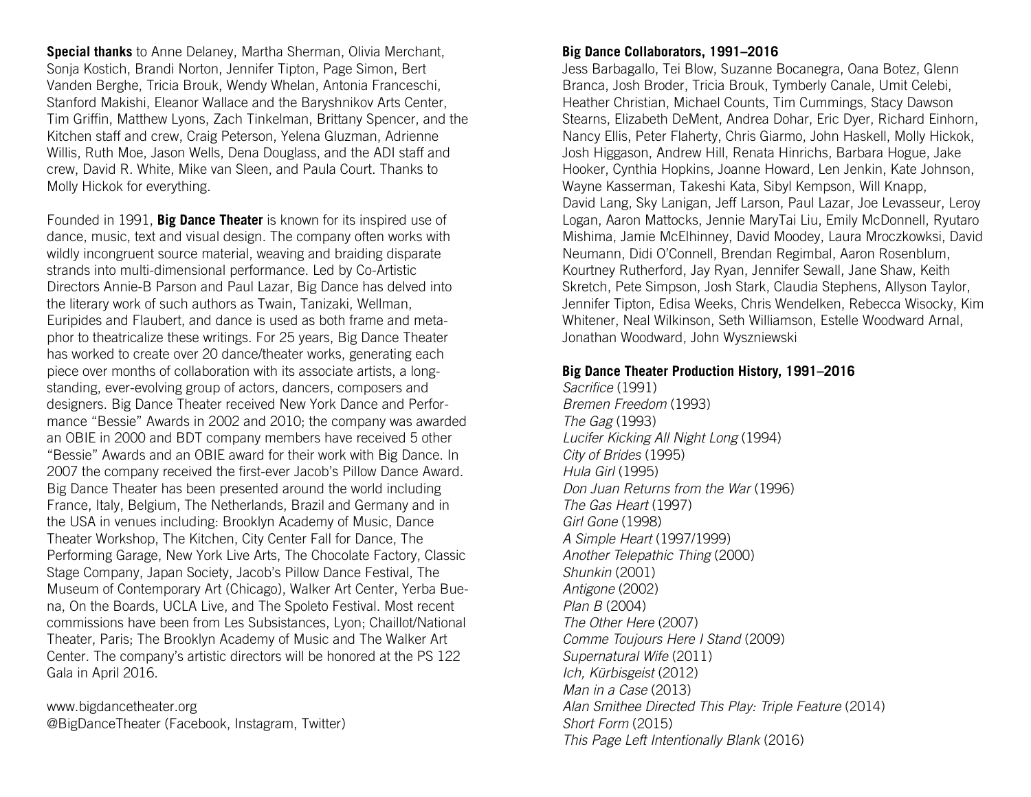**Special thanks** to Anne Delaney, Martha Sherman, Olivia Merchant, Sonja Kostich, Brandi Norton, Jennifer Tipton, Page Simon, Bert Vanden Berghe, Tricia Brouk, Wendy Whelan, Antonia Franceschi, Stanford Makishi, Eleanor Wallace and the Baryshnikov Arts Center, Tim Griffin, Matthew Lyons, Zach Tinkelman, Brittany Spencer, and the Kitchen staff and crew, Craig Peterson, Yelena Gluzman, Adrienne Willis, Ruth Moe, Jason Wells, Dena Douglass, and the ADI staff and crew, David R. White, Mike van Sleen, and Paula Court. Thanks to Molly Hickok for everything.

Founded in 1991, **Big Dance Theater** is known for its inspired use of dance, music, text and visual design. The company often works with wildly incongruent source material, weaving and braiding disparate strands into multi-dimensional performance. Led by Co-Artistic Directors Annie-B Parson and Paul Lazar, Big Dance has delved into the literary work of such authors as Twain, Tanizaki, Wellman, Euripides and Flaubert, and dance is used as both frame and metaphor to theatricalize these writings. For 25 years, Big Dance Theater has worked to create over 20 dance/theater works, generating each piece over months of collaboration with its associate artists, a longstanding, ever-evolving group of actors, dancers, composers and designers. Big Dance Theater received New York Dance and Performance "Bessie" Awards in 2002 and 2010; the company was awarded an OBIE in 2000 and BDT company members have received 5 other "Bessie" Awards and an OBIE award for their work with Big Dance. In 2007 the company received the first-ever Jacob's Pillow Dance Award. Big Dance Theater has been presented around the world including France, Italy, Belgium, The Netherlands, Brazil and Germany and in the USA in venues including: Brooklyn Academy of Music, Dance Theater Workshop, The Kitchen, City Center Fall for Dance, The Performing Garage, New York Live Arts, The Chocolate Factory, Classic Stage Company, Japan Society, Jacob's Pillow Dance Festival, The Museum of Contemporary Art (Chicago), Walker Art Center, Yerba Buena, On the Boards, UCLA Live, and The Spoleto Festival. Most recent commissions have been from Les Subsistances, Lyon; Chaillot/National Theater, Paris; The Brooklyn Academy of Music and The Walker Art Center. The company's artistic directors will be honored at the PS 122 Gala in April 2016.

www.bigdancetheater.org
@BigDanceTheater (Facebook, Instagram, Twitter)

**Big Dance Collaborators, 1991–2016**

Jess Barbagallo, Tei Blow, Suzanne Bocanegra, Oana Botez, Glenn Branca, Josh Broder, Tricia Brouk, Tymberly Canale, Umit Celebi, Heather Christian, Michael Counts, Tim Cummings, Stacy Dawson Stearns, Elizabeth DeMent, Andrea Dohar, Eric Dyer, Richard Einhorn, Nancy Ellis, Peter Flaherty, Chris Giarmo, John Haskell, Molly Hickok, Josh Higgason, Andrew Hill, Renata Hinrichs, Barbara Hogue, Jake Hooker, Cynthia Hopkins, Joanne Howard, Len Jenkin, Kate Johnson, Wayne Kasserman, Takeshi Kata, Sibyl Kempson, Will Knapp, David Lang, Sky Lanigan, Jeff Larson, Paul Lazar, Joe Levasseur, Leroy Logan, Aaron Mattocks, Jennie MaryTai Liu, Emily McDonnell, Ryutaro Mishima, Jamie McElhinney, David Moodey, Laura Mroczkowksi, David Neumann, Didi O'Connell, Brendan Regimbal, Aaron Rosenblum, Kourtney Rutherford, Jay Ryan, Jennifer Sewall, Jane Shaw, Keith Skretch, Pete Simpson, Josh Stark, Claudia Stephens, Allyson Taylor, Jennifer Tipton, Edisa Weeks, Chris Wendelken, Rebecca Wisocky, Kim Whitener, Neal Wilkinson, Seth Williamson, Estelle Woodward Arnal, Jonathan Woodward, John Wyszniewski

**Big Dance Theater Production History, 1991–2016**

*Sacrifice* (1991)
*Bremen Freedom* (1993)
*The Gag* (1993)
*Lucifer Kicking All Night Long* (1994)
*City of Brides* (1995)
*Hula Girl* (1995)
*Don Juan Returns from the War* (1996)
*The Gas Heart* (1997)
*Girl Gone* (1998)
*A Simple Heart* (1997/1999)
*Another Telepathic Thing* (2000)
*Shunkin* (2001)
*Antigone* (2002)
*Plan B* (2004)
*The Other Here* (2007)
*Comme Toujours Here I Stand* (2009)
*Supernatural Wife* (2011)
*Ich, Kürbisgeist* (2012)
*Man in a Case* (2013)
*Alan Smithee Directed This Play: Triple Feature* (2014)
*Short Form* (2015)
*This Page Left Intentionally Blank* (2016)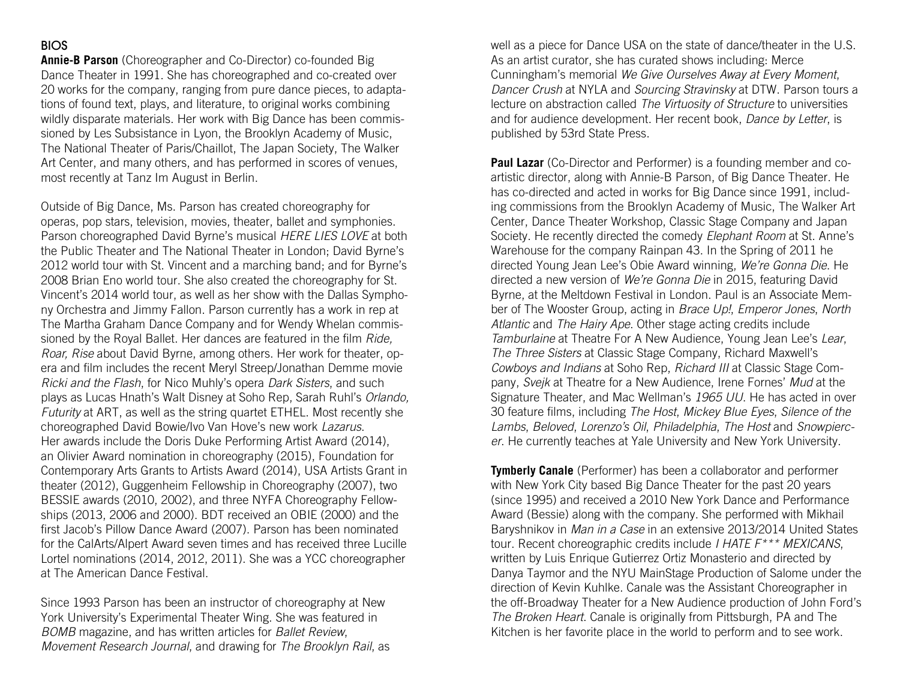## BIOS

**Annie-B Parson** (Choreographer and Co-Director) co-founded Big Dance Theater in 1991. She has choreographed and co-created over 20 works for the company, ranging from pure dance pieces, to adaptations of found text, plays, and literature, to original works combining wildly disparate materials. Her work with Big Dance has been commissioned by Les Subsistance in Lyon, the Brooklyn Academy of Music, The National Theater of Paris/Chaillot, The Japan Society, The Walker Art Center, and many others, and has performed in scores of venues, most recently at Tanz Im August in Berlin.

Outside of Big Dance, Ms. Parson has created choreography for operas, pop stars, television, movies, theater, ballet and symphonies. Parson choreographed David Byrne's musical *HERE LIES LOVE* at both the Public Theater and The National Theater in London; David Byrne's 2012 world tour with St. Vincent and a marching band; and for Byrne's 2008 Brian Eno world tour. She also created the choreography for St. Vincent's 2014 world tour, as well as her show with the Dallas Symphony Orchestra and Jimmy Fallon. Parson currently has a work in rep at The Martha Graham Dance Company and for Wendy Whelan commissioned by the Royal Ballet. Her dances are featured in the film *Ride, Roar, Rise* about David Byrne, among others. Her work for theater, opera and film includes the recent Meryl Streep/Jonathan Demme movie *Ricki and the Flash*, for Nico Muhly's opera *Dark Sisters*, and such plays as Lucas Hnath's Walt Disney at Soho Rep, Sarah Ruhl's *Orlando, Futurity* at ART, as well as the string quartet ETHEL. Most recently she choreographed David Bowie/Ivo Van Hove's new work *Lazarus*. Her awards include the Doris Duke Performing Artist Award (2014), an Olivier Award nomination in choreography (2015), Foundation for Contemporary Arts Grants to Artists Award (2014), USA Artists Grant in theater (2012), Guggenheim Fellowship in Choreography (2007), two BESSIE awards (2010, 2002), and three NYFA Choreography Fellowships (2013, 2006 and 2000). BDT received an OBIE (2000) and the first Jacob's Pillow Dance Award (2007). Parson has been nominated for the CalArts/Alpert Award seven times and has received three Lucille Lortel nominations (2014, 2012, 2011). She was a YCC choreographer at The American Dance Festival.

Since 1993 Parson has been an instructor of choreography at New York University's Experimental Theater Wing. She was featured in *BOMB* magazine, and has written articles for *Ballet Review*, *Movement Research Journal*, and drawing for *The Brooklyn Rail*, as well as a piece for Dance USA on the state of dance/theater in the U.S. As an artist curator, she has curated shows including: Merce Cunningham's memorial *We Give Ourselves Away at Every Moment*, *Dancer Crush* at NYLA and *Sourcing Stravinsky* at DTW. Parson tours a lecture on abstraction called *The Virtuosity of Structure* to universities and for audience development. Her recent book, *Dance by Letter*, is published by 53rd State Press.

**Paul Lazar** (Co-Director and Performer) is a founding member and co-artistic director, along with Annie-B Parson, of Big Dance Theater. He has co-directed and acted in works for Big Dance since 1991, including commissions from the Brooklyn Academy of Music, The Walker Art Center, Dance Theater Workshop, Classic Stage Company and Japan Society. He recently directed the comedy *Elephant Room* at St. Anne's Warehouse for the company Rainpan 43. In the Spring of 2011 he directed Young Jean Lee's Obie Award winning, *We're Gonna Die*. He directed a new version of *We're Gonna Die* in 2015, featuring David Byrne, at the Meltdown Festival in London. Paul is an Associate Member of The Wooster Group, acting in *Brace Up!*, *Emperor Jones*, *North Atlantic* and *The Hairy Ape*. Other stage acting credits include *Tamburlaine* at Theatre For A New Audience, Young Jean Lee's *Lear*, *The Three Sisters* at Classic Stage Company, Richard Maxwell's *Cowboys and Indians* at Soho Rep, *Richard III* at Classic Stage Company, *Svejk* at Theatre for a New Audience, Irene Fornes' *Mud* at the Signature Theater, and Mac Wellman's *1965 UU*. He has acted in over 30 feature films, including *The Host*, *Mickey Blue Eyes*, *Silence of the Lambs*, *Beloved*, *Lorenzo's Oil*, *Philadelphia*, *The Host* and *Snowpiercer*. He currently teaches at Yale University and New York University.

**Tymberly Canale** (Performer) has been a collaborator and performer with New York City based Big Dance Theater for the past 20 years (since 1995) and received a 2010 New York Dance and Performance Award (Bessie) along with the company. She performed with Mikhail Baryshnikov in *Man in a Case* in an extensive 2013/2014 United States tour. Recent choreographic credits include *I HATE F*** MEXICANS*, written by Luis Enrique Gutierrez Ortiz Monasterio and directed by Danya Taymor and the NYU MainStage Production of Salome under the direction of Kevin Kuhlke. Canale was the Assistant Choreographer in the off-Broadway Theater for a New Audience production of John Ford's *The Broken Heart*. Canale is originally from Pittsburgh, PA and The Kitchen is her favorite place in the world to perform and to see work.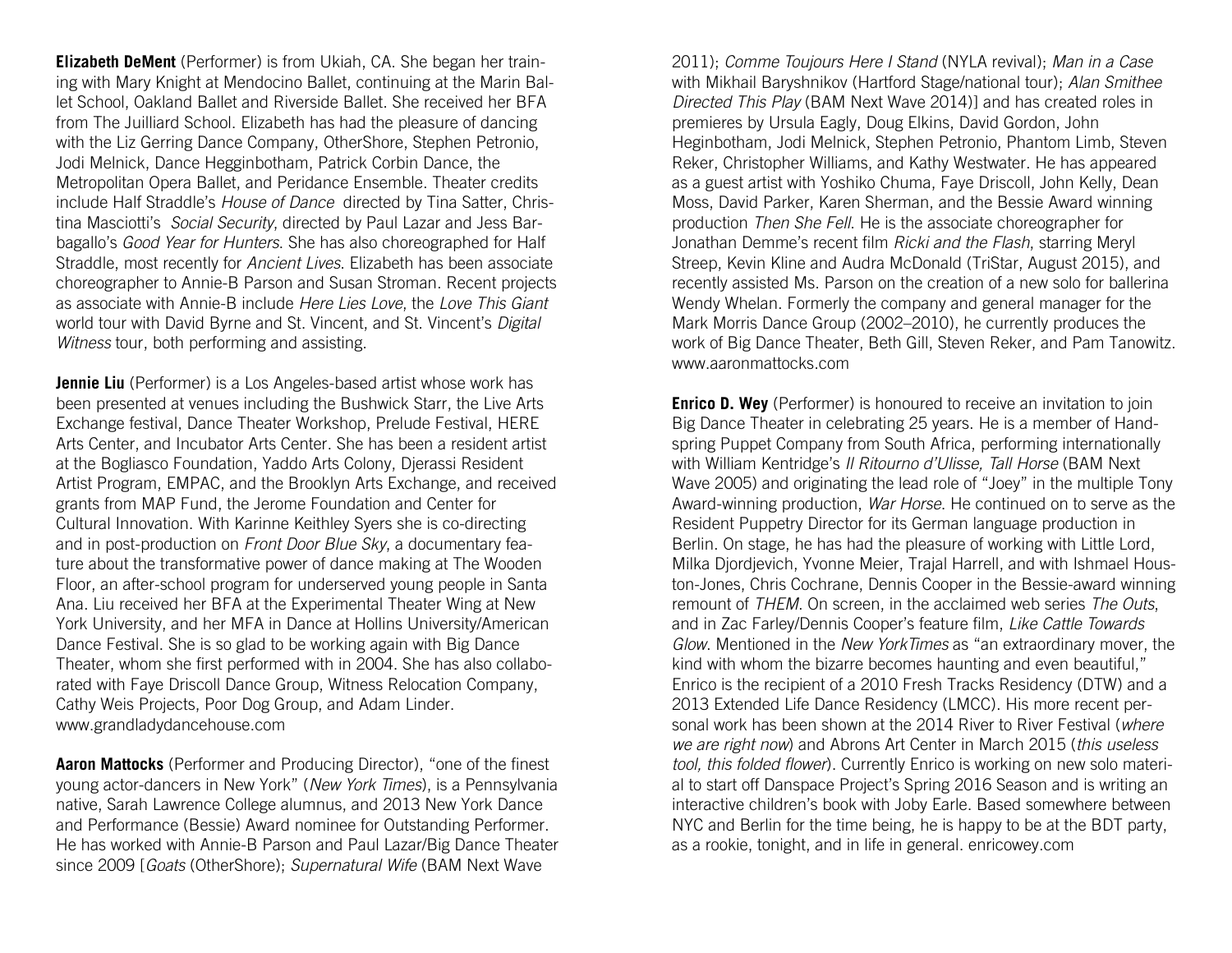**Elizabeth DeMent** (Performer) is from Ukiah, CA. She began her training with Mary Knight at Mendocino Ballet, continuing at the Marin Ballet School, Oakland Ballet and Riverside Ballet. She received her BFA from The Juilliard School. Elizabeth has had the pleasure of dancing with the Liz Gerring Dance Company, OtherShore, Stephen Petronio, Jodi Melnick, Dance Heginbotham, Patrick Corbin Dance, the Metropolitan Opera Ballet, and Peridance Ensemble. Theater credits include Half Straddle's *House of Dance* directed by Tina Satter, Christina Masciotti's *Social Security*, directed by Paul Lazar and Jess Barbagallo's *Good Year for Hunters*. She has also choreographed for Half Straddle, most recently for *Ancient Lives*. Elizabeth has been associate choreographer to Annie-B Parson and Susan Stroman. Recent projects as associate with Annie-B include *Here Lies Love*, the *Love This Giant* world tour with David Byrne and St. Vincent, and St. Vincent's *Digital Witness* tour, both performing and assisting.

**Jennie Liu** (Performer) is a Los Angeles-based artist whose work has been presented at venues including the Bushwick Starr, the Live Arts Exchange festival, Dance Theater Workshop, Prelude Festival, HERE Arts Center, and Incubator Arts Center. She has been a resident artist at the Bogliasco Foundation, Yaddo Arts Colony, Djerassi Resident Artist Program, EMPAC, and the Brooklyn Arts Exchange, and received grants from MAP Fund, the Jerome Foundation and Center for Cultural Innovation. With Karinne Keithley Syers she is co-directing and in post-production on *Front Door Blue Sky*, a documentary feature about the transformative power of dance making at The Wooden Floor, an after-school program for underserved young people in Santa Ana. Liu received her BFA at the Experimental Theater Wing at New York University, and her MFA in Dance at Hollins University/American Dance Festival. She is so glad to be working again with Big Dance Theater, whom she first performed with in 2004. She has also collaborated with Faye Driscoll Dance Group, Witness Relocation Company, Cathy Weis Projects, Poor Dog Group, and Adam Linder. www.grandladydancehouse.com

**Aaron Mattocks** (Performer and Producing Director), "one of the finest young actor-dancers in New York" (*New York Times*), is a Pennsylvania native, Sarah Lawrence College alumnus, and 2013 New York Dance and Performance (Bessie) Award nominee for Outstanding Performer. He has worked with Annie-B Parson and Paul Lazar/Big Dance Theater since 2009 [*Goats* (OtherShore); *Supernatural Wife* (BAM Next Wave 2011); *Comme Toujours Here I Stand* (NYLA revival); *Man in a Case* with Mikhail Baryshnikov (Hartford Stage/national tour); *Alan Smithee Directed This Play* (BAM Next Wave 2014)] and has created roles in premieres by Ursula Eagly, Doug Elkins, David Gordon, John Heginbotham, Jodi Melnick, Stephen Petronio, Phantom Limb, Steven Reker, Christopher Williams, and Kathy Westwater. He has appeared as a guest artist with Yoshiko Chuma, Faye Driscoll, John Kelly, Dean Moss, David Parker, Karen Sherman, and the Bessie Award winning production *Then She Fell*. He is the associate choreographer for Jonathan Demme's recent film *Ricki and the Flash*, starring Meryl Streep, Kevin Kline and Audra McDonald (TriStar, August 2015), and recently assisted Ms. Parson on the creation of a new solo for ballerina Wendy Whelan. Formerly the company and general manager for the Mark Morris Dance Group (2002–2010), he currently produces the work of Big Dance Theater, Beth Gill, Steven Reker, and Pam Tanowitz. www.aaronmattocks.com

**Enrico D. Wey** (Performer) is honoured to receive an invitation to join Big Dance Theater in celebrating 25 years. He is a member of Handspring Puppet Company from South Africa, performing internationally with William Kentridge's *Il Ritourno d'Ulisse, Tall Horse* (BAM Next Wave 2005) and originating the lead role of "Joey" in the multiple Tony Award-winning production, *War Horse*. He continued on to serve as the Resident Puppetry Director for its German language production in Berlin. On stage, he has had the pleasure of working with Little Lord, Milka Djordjevich, Yvonne Meier, Trajal Harrell, and with Ishmael Houston-Jones, Chris Cochrane, Dennis Cooper in the Bessie-award winning remount of *THEM*. On screen, in the acclaimed web series *The Outs*, and in Zac Farley/Dennis Cooper's feature film, *Like Cattle Towards Glow*. Mentioned in the *New YorkTimes* as "an extraordinary mover, the kind with whom the bizarre becomes haunting and even beautiful," Enrico is the recipient of a 2010 Fresh Tracks Residency (DTW) and a 2013 Extended Life Dance Residency (LMCC). His more recent personal work has been shown at the 2014 River to River Festival (*where we are right now*) and Abrons Art Center in March 2015 (*this useless tool, this folded flower*). Currently Enrico is working on new solo material to start off Danspace Project's Spring 2016 Season and is writing an interactive children's book with Joby Earle. Based somewhere between NYC and Berlin for the time being, he is happy to be at the BDT party, as a rookie, tonight, and in life in general. enricowey.com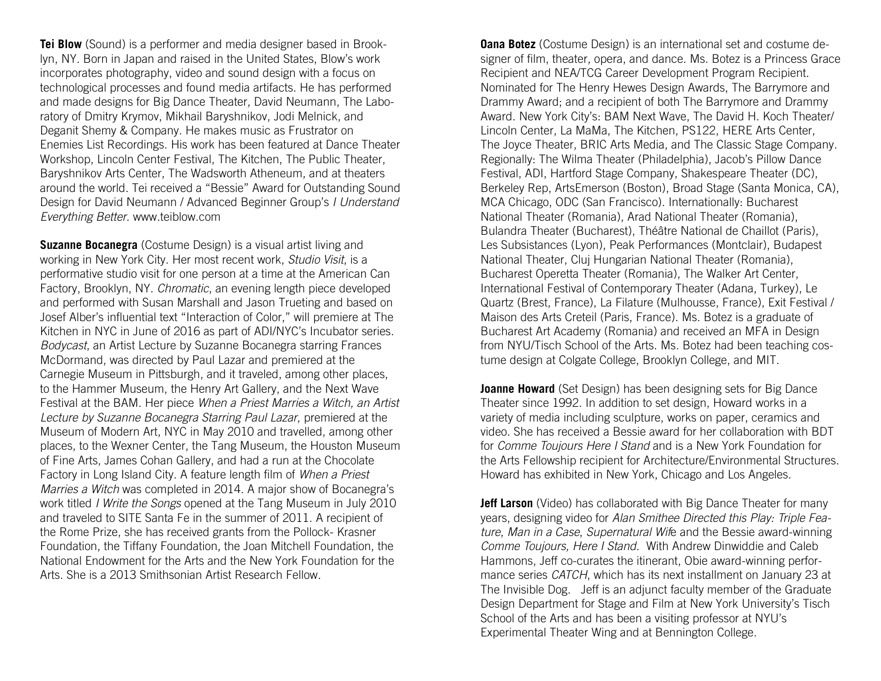**Tei Blow** (Sound) is a performer and media designer based in Brooklyn, NY. Born in Japan and raised in the United States, Blow's work incorporates photography, video and sound design with a focus on technological processes and found media artifacts. He has performed and made designs for Big Dance Theater, David Neumann, The Laboratory of Dmitry Krymov, Mikhail Baryshnikov, Jodi Melnick, and Deganit Shemy & Company. He makes music as Frustrator on Enemies List Recordings. His work has been featured at Dance Theater Workshop, Lincoln Center Festival, The Kitchen, The Public Theater, Baryshnikov Arts Center, The Wadsworth Atheneum, and at theaters around the world. Tei received a "Bessie" Award for Outstanding Sound Design for David Neumann / Advanced Beginner Group's *I Understand Everything Better*. www.teiblow.com

**Suzanne Bocanegra** (Costume Design) is a visual artist living and working in New York City. Her most recent work, *Studio Visit*, is a performative studio visit for one person at a time at the American Can Factory, Brooklyn, NY. *Chromatic*, an evening length piece developed and performed with Susan Marshall and Jason Trueting and based on Josef Alber's influential text "Interaction of Color," will premiere at The Kitchen in NYC in June of 2016 as part of ADI/NYC's Incubator series. *Bodycast*, an Artist Lecture by Suzanne Bocanegra starring Frances McDormand, was directed by Paul Lazar and premiered at the Carnegie Museum in Pittsburgh, and it traveled, among other places, to the Hammer Museum, the Henry Art Gallery, and the Next Wave Festival at the BAM. Her piece *When a Priest Marries a Witch, an Artist Lecture by Suzanne Bocanegra Starring Paul Lazar*, premiered at the Museum of Modern Art, NYC in May 2010 and travelled, among other places, to the Wexner Center, the Tang Museum, the Houston Museum of Fine Arts, James Cohan Gallery, and had a run at the Chocolate Factory in Long Island City. A feature length film of *When a Priest Marries a Witch* was completed in 2014. A major show of Bocanegra's work titled *I Write the Songs* opened at the Tang Museum in July 2010 and traveled to SITE Santa Fe in the summer of 2011. A recipient of the Rome Prize, she has received grants from the Pollock- Krasner Foundation, the Tiffany Foundation, the Joan Mitchell Foundation, the National Endowment for the Arts and the New York Foundation for the Arts. She is a 2013 Smithsonian Artist Research Fellow.

**Oana Botez** (Costume Design) is an international set and costume designer of film, theater, opera, and dance. Ms. Botez is a Princess Grace Recipient and NEA/TCG Career Development Program Recipient. Nominated for The Henry Hewes Design Awards, The Barrymore and Drammy Award; and a recipient of both The Barrymore and Drammy Award. New York City's: BAM Next Wave, The David H. Koch Theater/ Lincoln Center, La MaMa, The Kitchen, PS122, HERE Arts Center, The Joyce Theater, BRIC Arts Media, and The Classic Stage Company. Regionally: The Wilma Theater (Philadelphia), Jacob's Pillow Dance Festival, ADI, Hartford Stage Company, Shakespeare Theater (DC), Berkeley Rep, ArtsEmerson (Boston), Broad Stage (Santa Monica, CA), MCA Chicago, ODC (San Francisco). Internationally: Bucharest National Theater (Romania), Arad National Theater (Romania), Bulandra Theater (Bucharest), Théâtre National de Chaillot (Paris), Les Subsistances (Lyon), Peak Performances (Montclair), Budapest National Theater, Cluj Hungarian National Theater (Romania), Bucharest Operetta Theater (Romania), The Walker Art Center, International Festival of Contemporary Theater (Adana, Turkey), Le Quartz (Brest, France), La Filature (Mulhousse, France), Exit Festival / Maison des Arts Creteil (Paris, France). Ms. Botez is a graduate of Bucharest Art Academy (Romania) and received an MFA in Design from NYU/Tisch School of the Arts. Ms. Botez had been teaching costume design at Colgate College, Brooklyn College, and MIT.

**Joanne Howard** (Set Design) has been designing sets for Big Dance Theater since 1992. In addition to set design, Howard works in a variety of media including sculpture, works on paper, ceramics and video. She has received a Bessie award for her collaboration with BDT for *Comme Toujours Here I Stand* and is a New York Foundation for the Arts Fellowship recipient for Architecture/Environmental Structures. Howard has exhibited in New York, Chicago and Los Angeles.

**Jeff Larson** (Video) has collaborated with Big Dance Theater for many years, designing video for *Alan Smithee Directed this Play: Triple Feature*, *Man in a Case*, *Supernatural Wife* and the Bessie award-winning *Comme Toujours, Here I Stand*. With Andrew Dinwiddie and Caleb Hammons, Jeff co-curates the itinerant, Obie award-winning performance series *CATCH*, which has its next installment on January 23 at The Invisible Dog. Jeff is an adjunct faculty member of the Graduate Design Department for Stage and Film at New York University's Tisch School of the Arts and has been a visiting professor at NYU's Experimental Theater Wing and at Bennington College.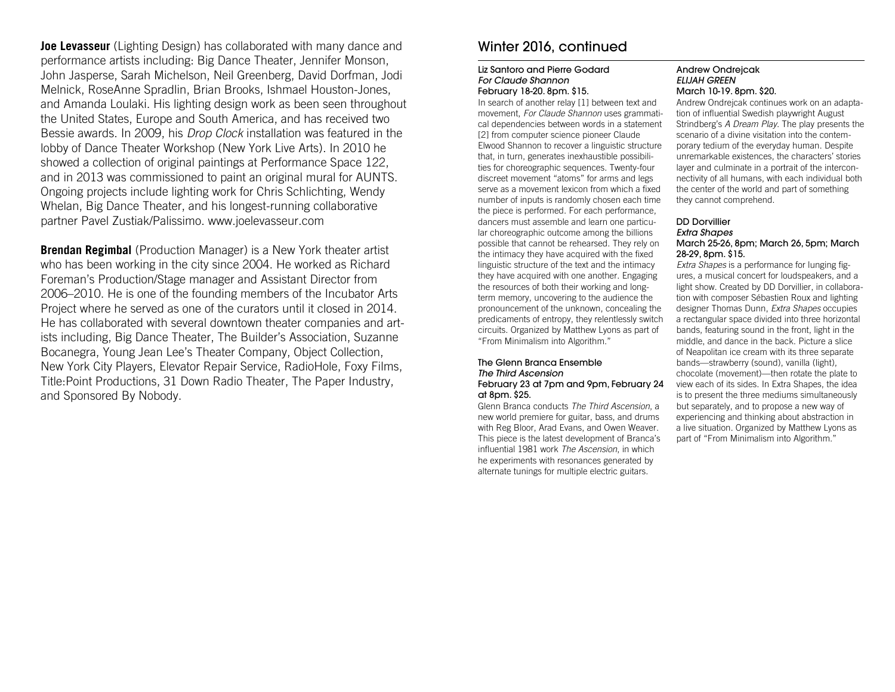**Joe Levasseur** (Lighting Design) has collaborated with many dance and performance artists including: Big Dance Theater, Jennifer Monson, John Jasperse, Sarah Michelson, Neil Greenberg, David Dorfman, Jodi Melnick, RoseAnne Spradlin, Brian Brooks, Ishmael Houston-Jones, and Amanda Loulaki. His lighting design work as been seen throughout the United States, Europe and South America, and has received two Bessie awards. In 2009, his *Drop Clock* installation was featured in the lobby of Dance Theater Workshop (New York Live Arts). In 2010 he showed a collection of original paintings at Performance Space 122, and in 2013 was commissioned to paint an original mural for AUNTS. Ongoing projects include lighting work for Chris Schlichting, Wendy Whelan, Big Dance Theater, and his longest-running collaborative partner Pavel Zustiak/Palissimo. www.joelevasseur.com

**Brendan Regimbal** (Production Manager) is a New York theater artist who has been working in the city since 2004. He worked as Richard Foreman's Production/Stage manager and Assistant Director from 2006–2010. He is one of the founding members of the Incubator Arts Project where he served as one of the curators until it closed in 2014. He has collaborated with several downtown theater companies and artists including, Big Dance Theater, The Builder's Association, Suzanne Bocanegra, Young Jean Lee's Theater Company, Object Collection, New York City Players, Elevator Repair Service, RadioHole, Foxy Films, Title:Point Productions, 31 Down Radio Theater, The Paper Industry, and Sponsored By Nobody.

## Winter 2016, continued

**Liz Santoro and Pierre Godard**
***For Claude Shannon***
**February 18-20. 8pm. $15.**

In search of another relay [1] between text and movement, *For Claude Shannon* uses grammatical dependencies between words in a statement [2] from computer science pioneer Claude Elwood Shannon to recover a linguistic structure that, in turn, generates inexhaustible possibilities for choreographic sequences. Twenty-four discreet movement "atoms" for arms and legs serve as a movement lexicon from which a fixed number of inputs is randomly chosen each time the piece is performed. For each performance, dancers must assemble and learn one particular choreographic outcome among the billions possible that cannot be rehearsed. They rely on the intimacy they have acquired with the fixed linguistic structure of the text and the intimacy they have acquired with one another. Engaging the resources of both their working and long-term memory, uncovering to the audience the pronouncement of the unknown, concealing the predicaments of entropy, they relentlessly switch circuits. Organized by Matthew Lyons as part of "From Minimalism into Algorithm."

**The Glenn Branca Ensemble**
***The Third Ascension***
**February 23 at 7pm and 9pm, February 24 at 8pm. $25.**

Glenn Branca conducts *The Third Ascension*, a new world premiere for guitar, bass, and drums with Reg Bloor, Arad Evans, and Owen Weaver. This piece is the latest development of Branca's influential 1981 work *The Ascension*, in which he experiments with resonances generated by alternate tunings for multiple electric guitars.

**Andrew Ondrejcak**
***ELIJAH GREEN***
**March 10-19. 8pm. $20.**

Andrew Ondrejcak continues work on an adaptation of influential Swedish playwright August Strindberg's *A Dream Play*. The play presents the scenario of a divine visitation into the contemporary tedium of the everyday human. Despite unremarkable existences, the characters' stories layer and culminate in a portrait of the interconnectivity of all humans, with each individual both the center of the world and part of something they cannot comprehend.

**DD Dorvillier**
***Extra Shapes***
**March 25-26, 8pm; March 26, 5pm; March 28-29, 8pm. $15.**

*Extra Shapes* is a performance for lunging figures, a musical concert for loudspeakers, and a light show. Created by DD Dorvillier, in collaboration with composer Sébastien Roux and lighting designer Thomas Dunn, *Extra Shapes* occupies a rectangular space divided into three horizontal bands, featuring sound in the front, light in the middle, and dance in the back. Picture a slice of Neapolitan ice cream with its three separate bands—strawberry (sound), vanilla (light), chocolate (movement)—then rotate the plate to view each of its sides. In Extra Shapes, the idea is to present the three mediums simultaneously but separately, and to propose a new way of experiencing and thinking about abstraction in a live situation. Organized by Matthew Lyons as part of "From Minimalism into Algorithm."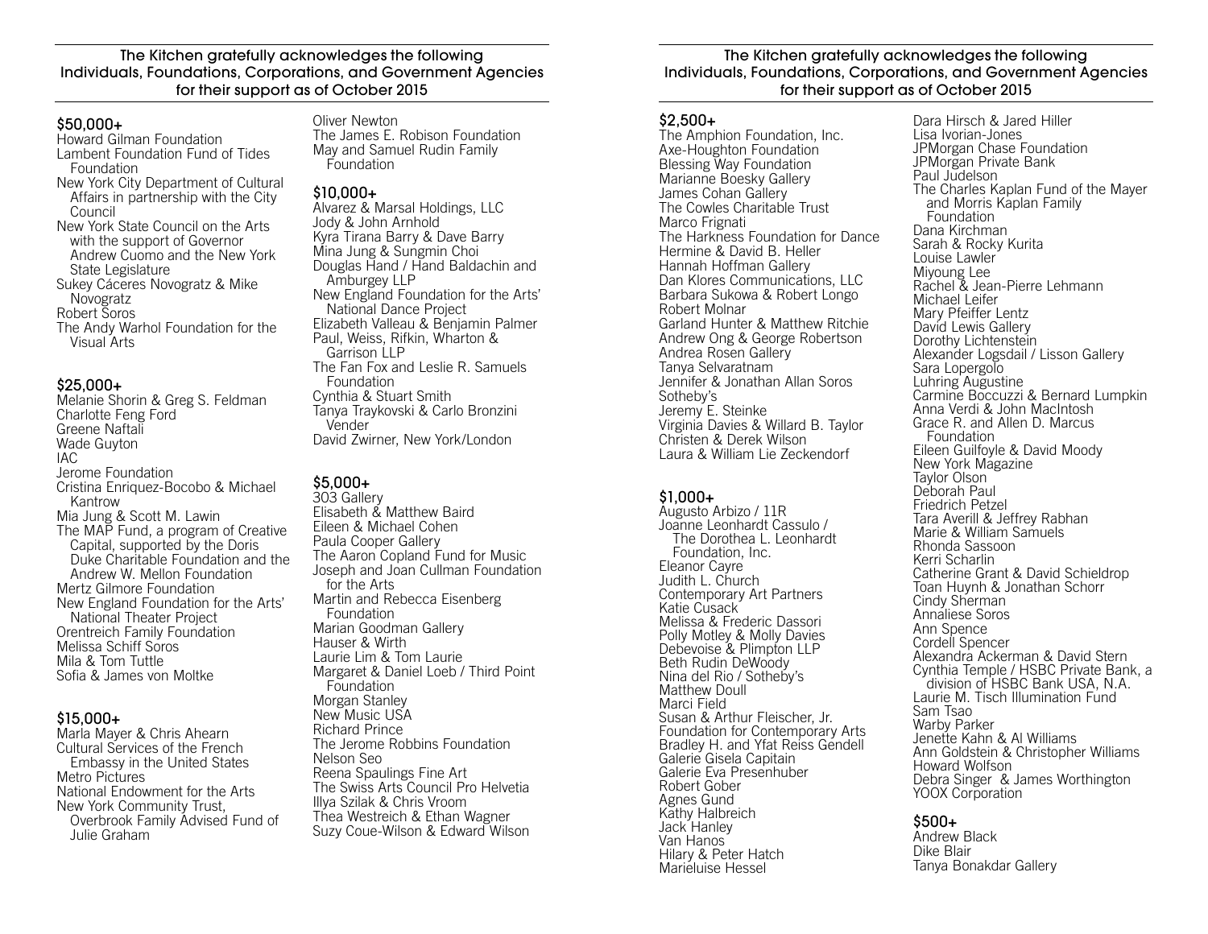The Kitchen gratefully acknowledges the following Individuals, Foundations, Corporations, and Government Agencies for their support as of October 2015

## $50,000+

Howard Gilman Foundation
Lambent Foundation Fund of Tides Foundation
New York City Department of Cultural Affairs in partnership with the City Council
New York State Council on the Arts with the support of Governor Andrew Cuomo and the New York State Legislature
Sukey Cáceres Novogratz & Mike Novogratz
Robert Soros
The Andy Warhol Foundation for the Visual Arts

## $25,000+

Melanie Shorin & Greg S. Feldman
Charlotte Feng Ford
Greene Naftali
Wade Guyton
IAC
Jerome Foundation
Cristina Enriquez-Bocobo & Michael Kantrow
Mia Jung & Scott M. Lawin
The MAP Fund, a program of Creative Capital, supported by the Doris Duke Charitable Foundation and the Andrew W. Mellon Foundation
Mertz Gilmore Foundation
New England Foundation for the Arts' National Theater Project
Orentreich Family Foundation
Melissa Schiff Soros
Mila & Tom Tuttle
Sofia & James von Moltke

## $15,000+

Marla Mayer & Chris Ahearn
Cultural Services of the French Embassy in the United States
Metro Pictures
National Endowment for the Arts
New York Community Trust, Overbrook Family Advised Fund of Julie Graham
Oliver Newton
The James E. Robison Foundation
May and Samuel Rudin Family Foundation

## $10,000+

Alvarez & Marsal Holdings, LLC
Jody & John Arnhold
Kyra Tirana Barry & Dave Barry
Mina Jung & Sungmin Choi
Douglas Hand / Hand Baldachin and Amburgey LLP
New England Foundation for the Arts' National Dance Project
Elizabeth Valleau & Benjamin Palmer
Paul, Weiss, Rifkin, Wharton & Garrison LLP
The Fan Fox and Leslie R. Samuels Foundation
Cynthia & Stuart Smith
Tanya Traykovski & Carlo Bronzini Vender
David Zwirner, New York/London

## $5,000+

303 Gallery
Elisabeth & Matthew Baird
Eileen & Michael Cohen
Paula Cooper Gallery
The Aaron Copland Fund for Music
Joseph and Joan Cullman Foundation for the Arts
Martin and Rebecca Eisenberg Foundation
Marian Goodman Gallery
Hauser & Wirth
Laurie Lim & Tom Laurie
Margaret & Daniel Loeb / Third Point Foundation
Morgan Stanley
New Music USA
Richard Prince
The Jerome Robbins Foundation
Nelson Seo
Reena Spaulings Fine Art
The Swiss Arts Council Pro Helvetia
Illya Szilak & Chris Vroom
Thea Westreich & Ethan Wagner
Suzy Coue-Wilson & Edward Wilson

## $2,500+

The Amphion Foundation, Inc.
Axe-Houghton Foundation
Blessing Way Foundation
Marianne Boesky Gallery
James Cohan Gallery
The Cowles Charitable Trust
Marco Frignati
The Harkness Foundation for Dance
Hermine & David B. Heller
Hannah Hoffman Gallery
Dan Klores Communications, LLC
Barbara Sukowa & Robert Longo
Robert Molnar
Garland Hunter & Matthew Ritchie
Andrew Ong & George Robertson
Andrea Rosen Gallery
Tanya Selvaratnam
Jennifer & Jonathan Allan Soros
Sotheby's
Jeremy E. Steinke
Virginia Davies & Willard B. Taylor
Christen & Derek Wilson
Laura & William Lie Zeckendorf

## $1,000+

Augusto Arbizo / 11R
Joanne Leonhardt Cassulo / The Dorothea L. Leonhardt Foundation, Inc.
Eleanor Cayre
Judith L. Church
Contemporary Art Partners
Katie Cusack
Melissa & Frederic Dassori
Polly Motley & Molly Davies
Debevoise & Plimpton LLP
Beth Rudin DeWoody
Nina del Rio / Sotheby's
Matthew Doull
Marci Field
Susan & Arthur Fleischer, Jr.
Foundation for Contemporary Arts
Bradley H. and Yfat Reiss Gendell
Galerie Gisela Capitain
Galerie Eva Presenhuber
Robert Gober
Agnes Gund
Kathy Halbreich
Jack Hanley
Van Hanos
Hilary & Peter Hatch
Marieluise Hessel
Dara Hirsch & Jared Hiller
Lisa Ivorian-Jones
JPMorgan Chase Foundation
JPMorgan Private Bank
Paul Judelson
The Charles Kaplan Fund of the Mayer and Morris Kaplan Family Foundation
Dana Kirchman
Sarah & Rocky Kurita
Louise Lawler
Miyoung Lee
Rachel & Jean-Pierre Lehmann
Michael Leifer
Mary Pfeiffer Lentz
David Lewis Gallery
Dorothy Lichtenstein
Alexander Logsdail / Lisson Gallery
Sara Lopergolo
Luhring Augustine
Carmine Boccuzzi & Bernard Lumpkin
Anna Verdi & John MacIntosh
Grace R. and Allen D. Marcus Foundation
Eileen Guilfoyle & David Moody
New York Magazine
Taylor Olson
Deborah Paul
Friedrich Petzel
Tara Averill & Jeffrey Rabhan
Marie & William Samuels
Rhonda Sassoon
Kerri Scharlin
Catherine Grant & David Schieldrop
Toan Huynh & Jonathan Schorr
Cindy Sherman
Annaliese Soros
Ann Spence
Cordell Spencer
Alexandra Ackerman & David Stern
Cynthia Temple / HSBC Private Bank, a division of HSBC Bank USA, N.A.
Laurie M. Tisch Illumination Fund
Sam Tsao
Warby Parker
Jenette Kahn & Al Williams
Ann Goldstein & Christopher Williams
Howard Wolfson
Debra Singer & James Worthington
YOOX Corporation

## $500+

Andrew Black
Dike Blair
Tanya Bonakdar Gallery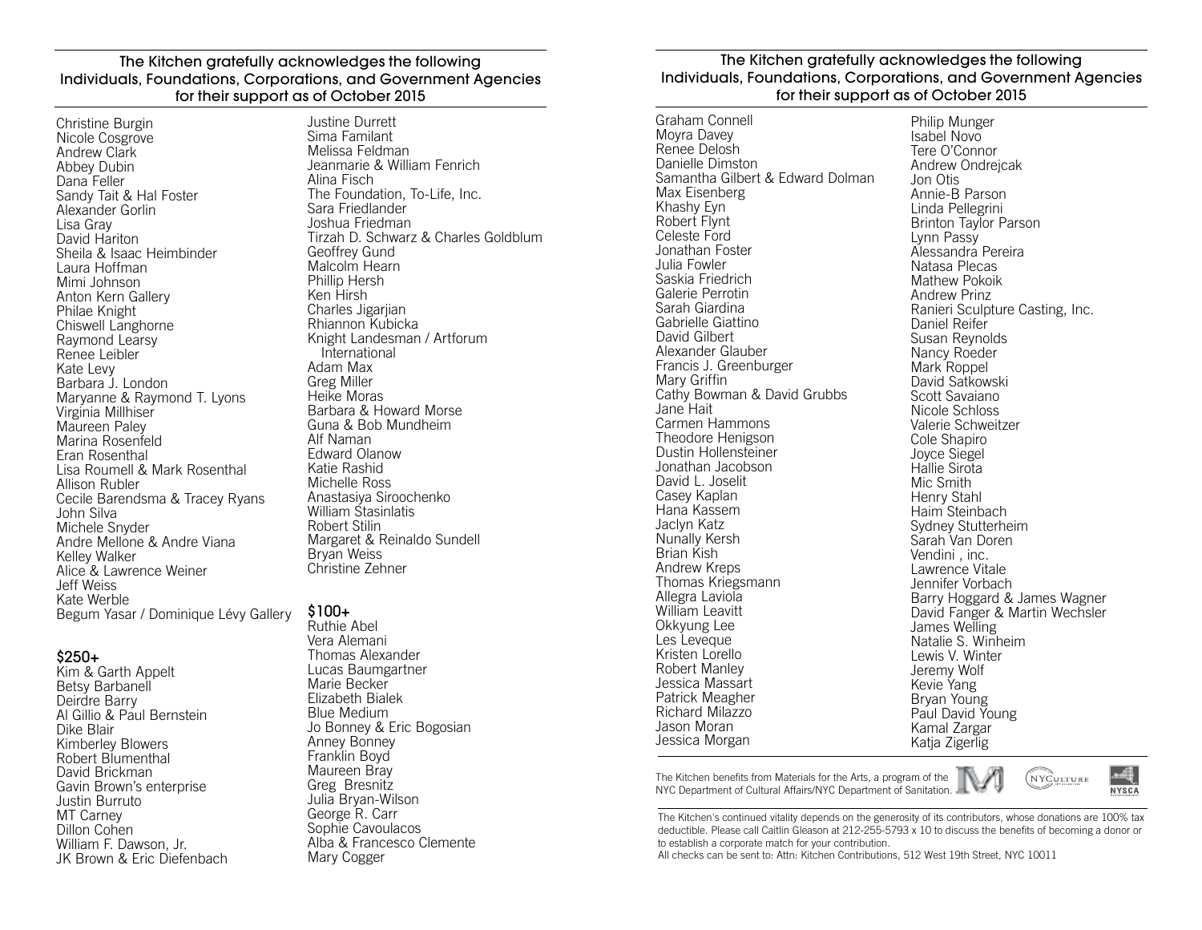The Kitchen gratefully acknowledges the following Individuals, Foundations, Corporations, and Government Agencies for their support as of October 2015

Christine Burgin
Nicole Cosgrove
Andrew Clark
Abbey Dubin
Dana Feller
Sandy Tait & Hal Foster
Alexander Gorlin
Lisa Gray
David Hariton
Sheila & Isaac Heimbinder
Laura Hoffman
Mimi Johnson
Anton Kern Gallery
Philae Knight
Chiswell Langhorne
Raymond Learsy
Renee Leibler
Kate Levy
Barbara J. London
Maryanne & Raymond T. Lyons
Virginia Millhiser
Maureen Paley
Marina Rosenfeld
Eran Rosenthal
Lisa Roumell & Mark Rosenthal
Allison Rubler
Cecile Barendsma & Tracey Ryans
John Silva
Michele Snyder
Andre Mellone & Andre Viana
Kelley Walker
Alice & Lawrence Weiner
Jeff Weiss
Kate Werble
Begum Yasar / Dominique Lévy Gallery

### $250+

Kim & Garth Appelt
Betsy Barbanell
Deirdre Barry
Al Gillio & Paul Bernstein
Dike Blair
Kimberley Blowers
Robert Blumenthal
David Brickman
Gavin Brown's enterprise
Justin Burruto
MT Carney
Dillon Cohen
William F. Dawson, Jr.
JK Brown & Eric Diefenbach
Justine Durrett
Sima Familant
Melissa Feldman
Jeanmarie & William Fenrich
Alina Fisch
The Foundation, To-Life, Inc.
Sara Friedlander
Joshua Friedman
Tirzah D. Schwarz & Charles Goldblum
Geoffrey Gund
Malcolm Hearn
Phillip Hersh
Ken Hirsh
Charles Jigarjian
Rhiannon Kubicka
Knight Landesman / Artforum International
Adam Max
Greg Miller
Heike Moras
Barbara & Howard Morse
Guna & Bob Mundheim
Alf Naman
Edward Olanow
Katie Rashid
Michelle Ross
Anastasiya Siroochenko
William Stasinlatis
Robert Stilin
Margaret & Reinaldo Sundell
Bryan Weiss
Christine Zehner

### $100+

Ruthie Abel
Vera Alemani
Thomas Alexander
Lucas Baumgartner
Marie Becker
Elizabeth Bialek
Blue Medium
Jo Bonney & Eric Bogosian
Anney Bonney
Franklin Boyd
Maureen Bray
Greg Bresnitz
Julia Bryan-Wilson
George R. Carr
Sophie Cavoulacos
Alba & Francesco Clemente
Mary Cogger
Graham Connell
Moyra Davey
Renee Delosh
Danielle Dimston
Samantha Gilbert & Edward Dolman
Max Eisenberg
Khashy Eyn
Robert Flynt
Celeste Ford
Jonathan Foster
Julia Fowler
Saskia Friedrich
Galerie Perrotin
Sarah Giardina
Gabrielle Giattino
David Gilbert
Alexander Glauber
Francis J. Greenburger
Mary Griffin
Cathy Bowman & David Grubbs
Jane Hait
Carmen Hammons
Theodore Henigson
Dustin Hollensteiner
Jonathan Jacobson
David L. Joselit
Casey Kaplan
Hana Kassem
Jaclyn Katz
Nunally Kersh
Brian Kish
Andrew Kreps
Thomas Kriegsmann
Allegra Laviola
William Leavitt
Okkyung Lee
Les Leveque
Kristen Lorello
Robert Manley
Jessica Massart
Patrick Meagher
Richard Milazzo
Jason Moran
Jessica Morgan
Philip Munger
Isabel Novo
Tere O'Connor
Andrew Ondrejcak
Jon Otis
Annie-B Parson
Linda Pellegrini
Brinton Taylor Parson
Lynn Passy
Alessandra Pereira
Natasa Plecas
Mathew Pokoik
Andrew Prinz
Ranieri Sculpture Casting, Inc.
Daniel Reifer
Susan Reynolds
Nancy Roeder
Mark Roppel
David Satkowski
Scott Savaiano
Nicole Schloss
Valerie Schweitzer
Cole Shapiro
Joyce Siegel
Hallie Sirota
Mic Smith
Henry Stahl
Haim Steinbach
Sydney Stutterheim
Sarah Van Doren
Vendini , inc.
Lawrence Vitale
Jennifer Vorbach
Barry Hoggard & James Wagner
David Fanger & Martin Wechsler
James Welling
Natalie S. Winheim
Lewis V. Winter
Jeremy Wolf
Kevie Yang
Bryan Young
Paul David Young
Kamal Zargar
Katja Zigerlig

The Kitchen benefits from Materials for the Arts, a program of the NYC Department of Cultural Affairs/NYC Department of Sanitation.

The Kitchen's continued vitality depends on the generosity of its contributors, whose donations are 100% tax deductible. Please call Caitlin Gleason at 212-255-5793 x 10 to discuss the benefits of becoming a donor or to establish a corporate match for your contribution.
All checks can be sent to: Attn: Kitchen Contributions, 512 West 19th Street, NYC 10011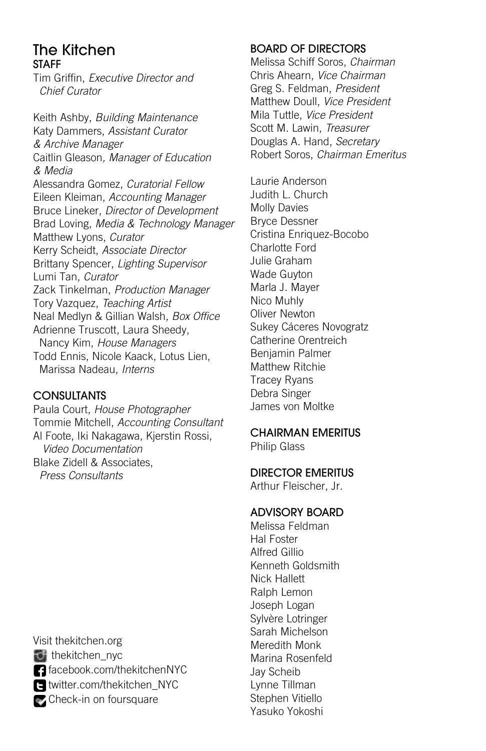# The Kitchen

## STAFF

Tim Griffin, *Executive Director and Chief Curator*

Keith Ashby, *Building Maintenance*
Katy Dammers, *Assistant Curator & Archive Manager*
Caitlin Gleason, *Manager of Education & Media*
Alessandra Gomez, *Curatorial Fellow*
Eileen Kleiman, *Accounting Manager*
Bruce Lineker, *Director of Development*
Brad Loving, *Media & Technology Manager*
Matthew Lyons, *Curator*
Kerry Scheidt, *Associate Director*
Brittany Spencer, *Lighting Supervisor*
Lumi Tan, *Curator*
Zack Tinkelman, *Production Manager*
Tory Vazquez, *Teaching Artist*
Neal Medlyn & Gillian Walsh, *Box Office*
Adrienne Truscott, Laura Sheedy, Nancy Kim, *House Managers*
Todd Ennis, Nicole Kaack, Lotus Lien, Marissa Nadeau, *Interns*

## CONSULTANTS

Paula Court, *House Photographer*
Tommie Mitchell, *Accounting Consultant*
Al Foote, Iki Nakagawa, Kjerstin Rossi, *Video Documentation*
Blake Zidell & Associates, *Press Consultants*

Visit thekitchen.org
thekitchen_nyc
facebook.com/thekitchenNYC
twitter.com/thekitchen_NYC
Check-in on foursquare

## BOARD OF DIRECTORS

Melissa Schiff Soros, *Chairman*
Chris Ahearn, *Vice Chairman*
Greg S. Feldman, *President*
Matthew Doull, *Vice President*
Mila Tuttle, *Vice President*
Scott M. Lawin, *Treasurer*
Douglas A. Hand, *Secretary*
Robert Soros, *Chairman Emeritus*

Laurie Anderson
Judith L. Church
Molly Davies
Bryce Dessner
Cristina Enriquez-Bocobo
Charlotte Ford
Julie Graham
Wade Guyton
Marla J. Mayer
Nico Muhly
Oliver Newton
Sukey Cáceres Novogratz
Catherine Orentreich
Benjamin Palmer
Matthew Ritchie
Tracey Ryans
Debra Singer
James von Moltke

## CHAIRMAN EMERITUS

Philip Glass

## DIRECTOR EMERITUS

Arthur Fleischer, Jr.

## ADVISORY BOARD

Melissa Feldman
Hal Foster
Alfred Gillio
Kenneth Goldsmith
Nick Hallett
Ralph Lemon
Joseph Logan
Sylvère Lotringer
Sarah Michelson
Meredith Monk
Marina Rosenfeld
Jay Scheib
Lynne Tillman
Stephen Vitiello
Yasuko Yokoshi